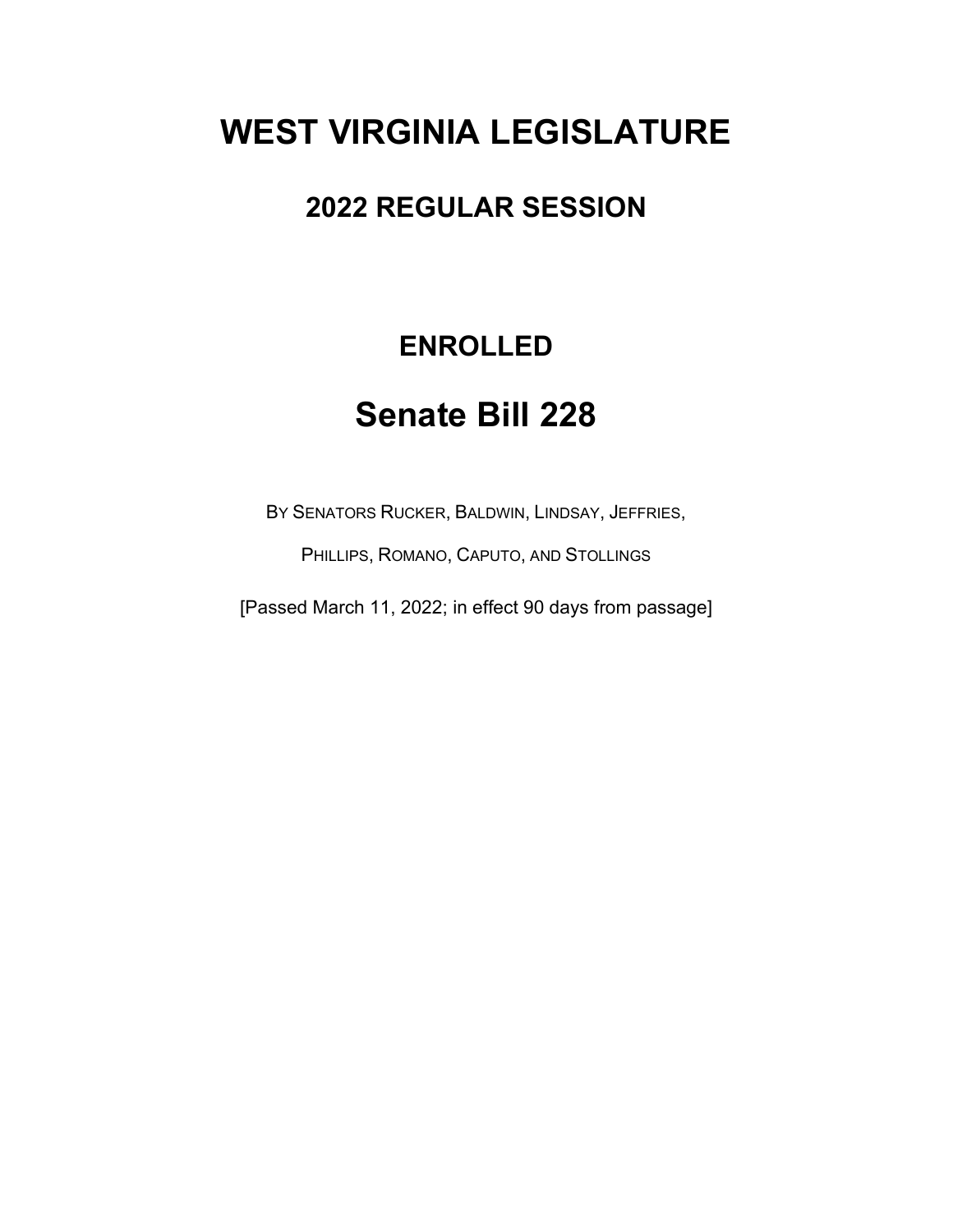# WEST VIRGINIA LEGISLATURE

## 2022 REGULAR SESSION

## ENROLLED

# Senate Bill 228

BY SENATORS RUCKER, BALDWIN, LINDSAY, JEFFRIES,

PHILLIPS, ROMANO, CAPUTO, AND STOLLINGS

[Passed March 11, 2022; in effect 90 days from passage]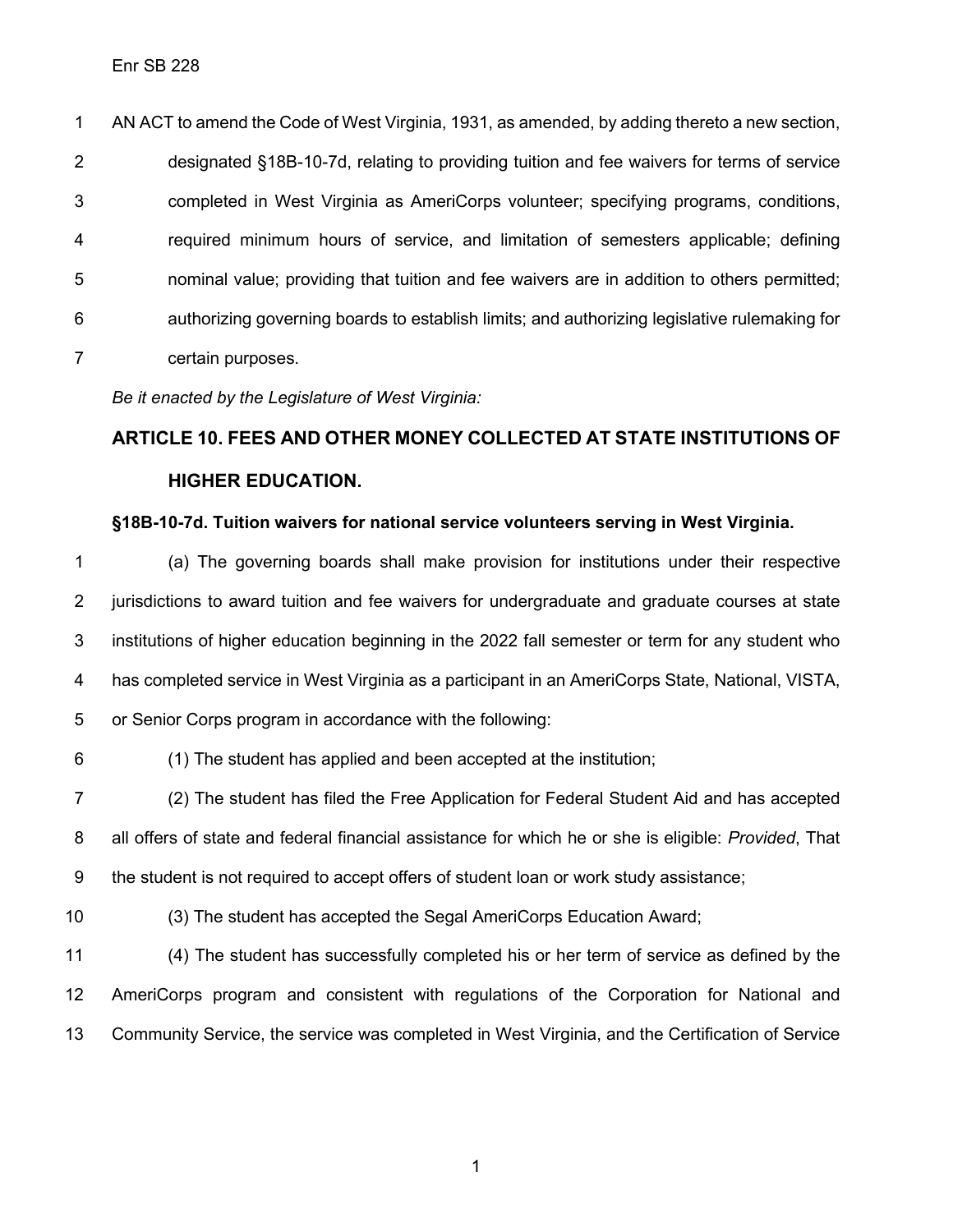Enr SB 228

AN ACT to amend the Code of West Virginia, 1931, as amended, by adding thereto a new section, designated §18B-10-7d, relating to providing tuition and fee waivers for terms of service completed in West Virginia as AmeriCorps volunteer; specifying programs, conditions, required minimum hours of service, and limitation of semesters applicable; defining nominal value; providing that tuition and fee waivers are in addition to others permitted; authorizing governing boards to establish limits; and authorizing legislative rulemaking for certain purposes.

*Be it enacted by the Legislature of West Virginia:*

## ARTICLE 10. FEES AND OTHER MONEY COLLECTED AT STATE INSTITUTIONS OF HIGHER EDUCATION.

### §18B-10-7d. Tuition waivers for national service volunteers serving in West Virginia.

(a) The governing boards shall make provision for institutions under their respective jurisdictions to award tuition and fee waivers for undergraduate and graduate courses at state institutions of higher education beginning in the 2022 fall semester or term for any student who has completed service in West Virginia as a participant in an AmeriCorps State, National, VISTA, or Senior Corps program in accordance with the following:

(1) The student has applied and been accepted at the institution;

(2) The student has filed the Free Application for Federal Student Aid and has accepted all offers of state and federal financial assistance for which he or she is eligible: *Provided*, That the student is not required to accept offers of student loan or work study assistance;

(3) The student has accepted the Segal AmeriCorps Education Award;

(4) The student has successfully completed his or her term of service as defined by the AmeriCorps program and consistent with regulations of the Corporation for National and Community Service, the service was completed in West Virginia, and the Certification of Service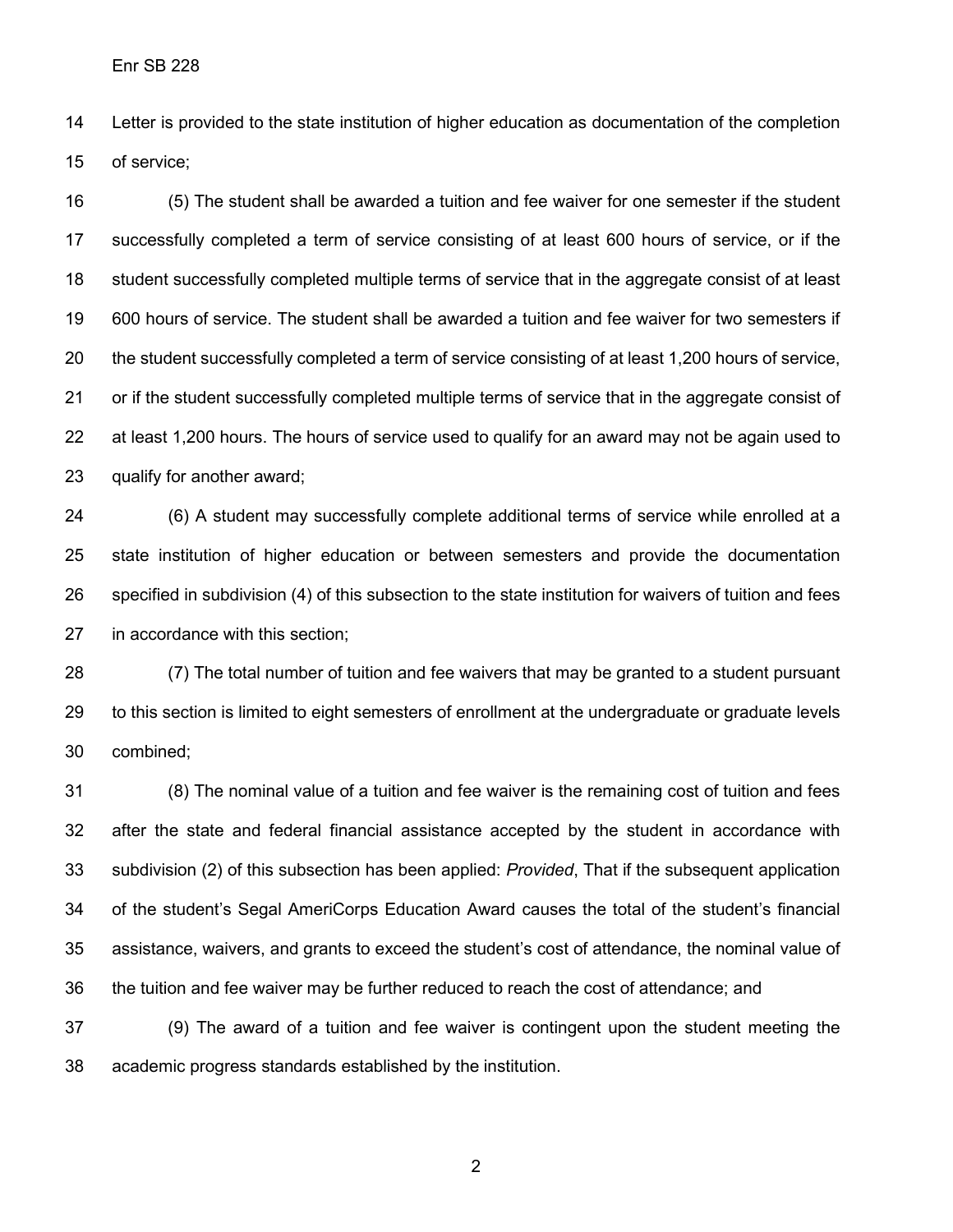Letter is provided to the state institution of higher education as documentation of the completion of service;

(5) The student shall be awarded a tuition and fee waiver for one semester if the student successfully completed a term of service consisting of at least 600 hours of service, or if the student successfully completed multiple terms of service that in the aggregate consist of at least 600 hours of service. The student shall be awarded a tuition and fee waiver for two semesters if the student successfully completed a term of service consisting of at least 1,200 hours of service, or if the student successfully completed multiple terms of service that in the aggregate consist of at least 1,200 hours. The hours of service used to qualify for an award may not be again used to qualify for another award;

(6) A student may successfully complete additional terms of service while enrolled at a state institution of higher education or between semesters and provide the documentation specified in subdivision (4) of this subsection to the state institution for waivers of tuition and fees in accordance with this section;

(7) The total number of tuition and fee waivers that may be granted to a student pursuant to this section is limited to eight semesters of enrollment at the undergraduate or graduate levels combined;

(8) The nominal value of a tuition and fee waiver is the remaining cost of tuition and fees after the state and federal financial assistance accepted by the student in accordance with subdivision (2) of this subsection has been applied: *Provided*, That if the subsequent application of the student's Segal AmeriCorps Education Award causes the total of the student's financial assistance, waivers, and grants to exceed the student's cost of attendance, the nominal value of the tuition and fee waiver may be further reduced to reach the cost of attendance; and

(9) The award of a tuition and fee waiver is contingent upon the student meeting the academic progress standards established by the institution.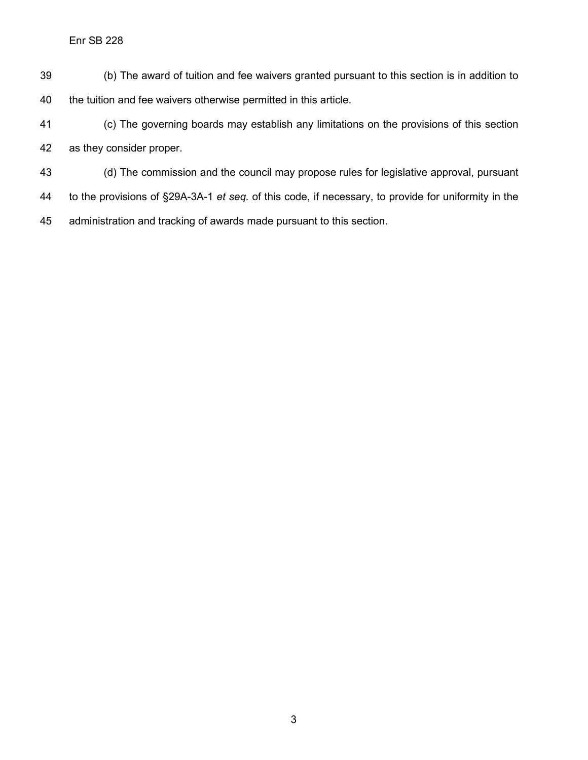(b) The award of tuition and fee waivers granted pursuant to this section is in addition to the tuition and fee waivers otherwise permitted in this article.

(c) The governing boards may establish any limitations on the provisions of this section as they consider proper.

(d) The commission and the council may propose rules for legislative approval, pursuant to the provisions of §29A-3A-1 *et seq.* of this code, if necessary, to provide for uniformity in the administration and tracking of awards made pursuant to this section.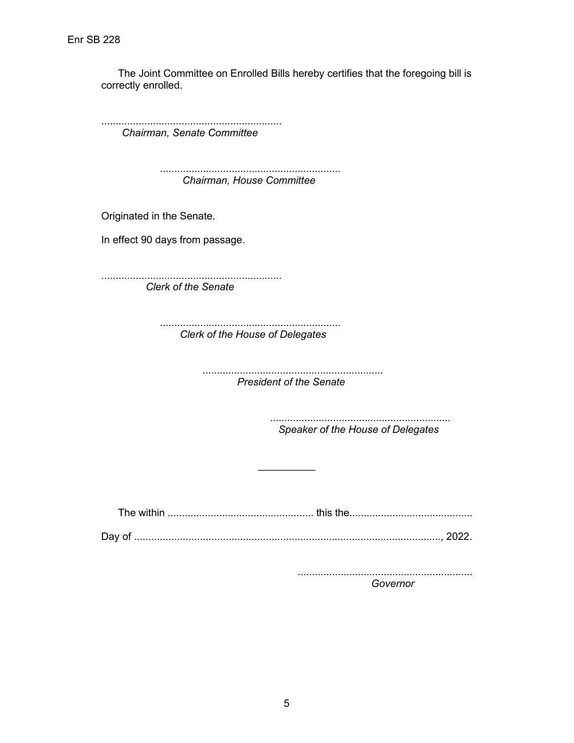The Joint Committee on Enrolled Bills hereby certifies that the foregoing bill is correctly enrolled.

...............................................................
*Chairman, Senate Committee*

...............................................................
*Chairman, House Committee*

Originated in the Senate.

In effect 90 days from passage.

...............................................................
*Clerk of the Senate*

...............................................................
*Clerk of the House of Delegates*

...............................................................
*President of the Senate*

...............................................................
*Speaker of the House of Delegates*

__________

The within .................................................. this the...........................................

Day of ..........................................................................................................., 2022.

.............................................................
*Governor*